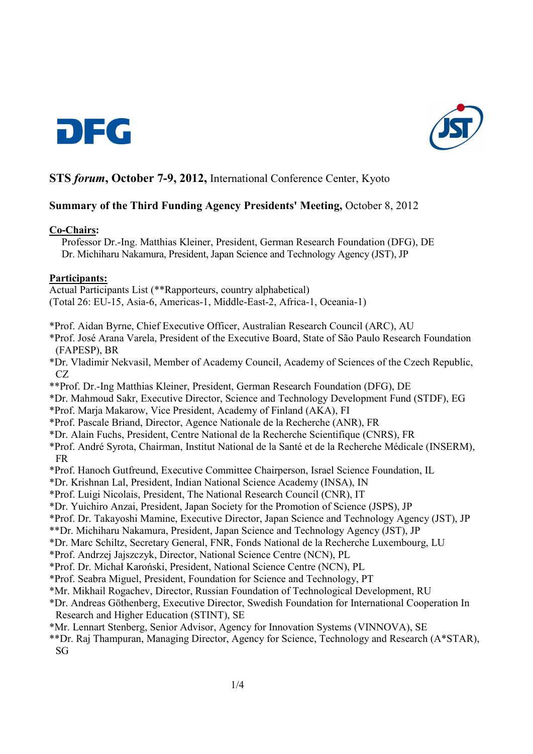**STS *forum*, October 7-9, 2012,** International Conference Center, Kyoto

**Summary of the Third Funding Agency Presidents' Meeting,** October 8, 2012

**Co-Chairs:**

Professor Dr.-Ing. Matthias Kleiner, President, German Research Foundation (DFG), DE
Dr. Michiharu Nakamura, President, Japan Science and Technology Agency (JST), JP

**Participants:**

Actual Participants List (**Rapporteurs, country alphabetical)
(Total 26: EU-15, Asia-6, Americas-1, Middle-East-2, Africa-1, Oceania-1)

*Prof. Aidan Byrne, Chief Executive Officer, Australian Research Council (ARC), AU
*Prof. José Arana Varela, President of the Executive Board, State of São Paulo Research Foundation (FAPESP), BR
*Dr. Vladimir Nekvasil, Member of Academy Council, Academy of Sciences of the Czech Republic, CZ
**Prof. Dr.-Ing Matthias Kleiner, President, German Research Foundation (DFG), DE
*Dr. Mahmoud Sakr, Executive Director, Science and Technology Development Fund (STDF), EG
*Prof. Marja Makarow, Vice President, Academy of Finland (AKA), FI
*Prof. Pascale Briand, Director, Agence Nationale de la Recherche (ANR), FR
*Dr. Alain Fuchs, President, Centre National de la Recherche Scientifique (CNRS), FR
*Prof. André Syrota, Chairman, Institut National de la Santé et de la Recherche Médicale (INSERM), FR
*Prof. Hanoch Gutfreund, Executive Committee Chairperson, Israel Science Foundation, IL
*Dr. Krishnan Lal, President, Indian National Science Academy (INSA), IN
*Prof. Luigi Nicolais, President, The National Research Council (CNR), IT
*Dr. Yuichiro Anzai, President, Japan Society for the Promotion of Science (JSPS), JP
*Prof. Dr. Takayoshi Mamine, Executive Director, Japan Science and Technology Agency (JST), JP
**Dr. Michiharu Nakamura, President, Japan Science and Technology Agency (JST), JP
*Dr. Marc Schiltz, Secretary General, FNR, Fonds National de la Recherche Luxembourg, LU
*Prof. Andrzej Jajszczyk, Director, National Science Centre (NCN), PL
*Prof. Dr. Michał Karoński, President, National Science Centre (NCN), PL
*Prof. Seabra Miguel, President, Foundation for Science and Technology, PT
*Mr. Mikhail Rogachev, Director, Russian Foundation of Technological Development, RU
*Dr. Andreas Göthenberg, Executive Director, Swedish Foundation for International Cooperation In Research and Higher Education (STINT), SE
*Mr. Lennart Stenberg, Senior Advisor, Agency for Innovation Systems (VINNOVA), SE
**Dr. Raj Thampuran, Managing Director, Agency for Science, Technology and Research (A*STAR), SG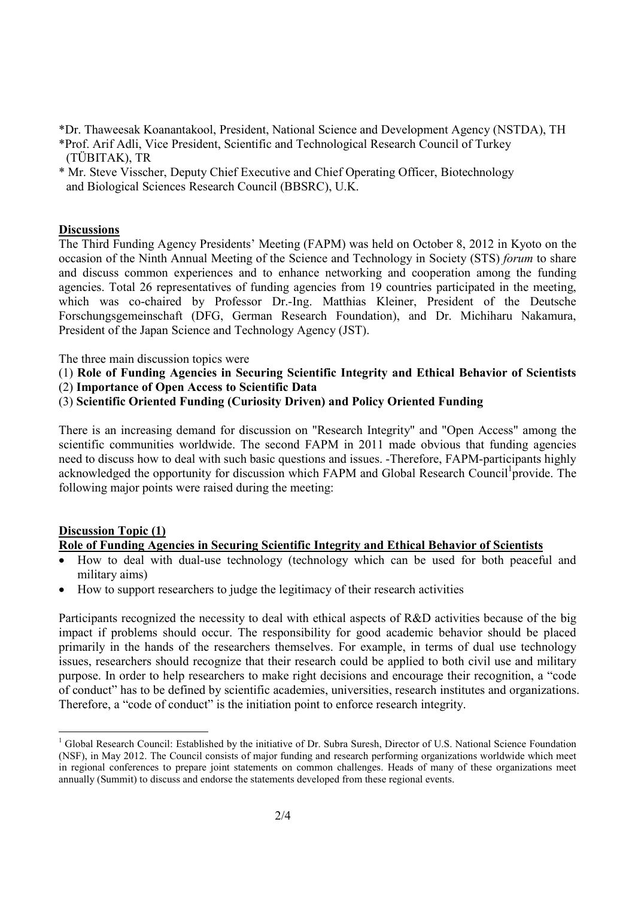*Dr. Thaweesak Koanantakool, President, National Science and Development Agency (NSTDA), TH
*Prof. Arif Adli, Vice President, Scientific and Technological Research Council of Turkey (TÜBITAK), TR
* Mr. Steve Visscher, Deputy Chief Executive and Chief Operating Officer, Biotechnology and Biological Sciences Research Council (BBSRC), U.K.

**Discussions**

The Third Funding Agency Presidents' Meeting (FAPM) was held on October 8, 2012 in Kyoto on the occasion of the Ninth Annual Meeting of the Science and Technology in Society (STS) *forum* to share and discuss common experiences and to enhance networking and cooperation among the funding agencies. Total 26 representatives of funding agencies from 19 countries participated in the meeting, which was co-chaired by Professor Dr.-Ing. Matthias Kleiner, President of the Deutsche Forschungsgemeinschaft (DFG, German Research Foundation), and Dr. Michiharu Nakamura, President of the Japan Science and Technology Agency (JST).

The three main discussion topics were

(1) **Role of Funding Agencies in Securing Scientific Integrity and Ethical Behavior of Scientists**
(2) **Importance of Open Access to Scientific Data**
(3) **Scientific Oriented Funding (Curiosity Driven) and Policy Oriented Funding**

There is an increasing demand for discussion on "Research Integrity" and "Open Access" among the scientific communities worldwide. The second FAPM in 2011 made obvious that funding agencies need to discuss how to deal with such basic questions and issues. -Therefore, FAPM-participants highly acknowledged the opportunity for discussion which FAPM and Global Research Council[1] provide. The following major points were raised during the meeting:

**Discussion Topic (1)**

**Role of Funding Agencies in Securing Scientific Integrity and Ethical Behavior of Scientists**

- How to deal with dual-use technology (technology which can be used for both peaceful and military aims)
- How to support researchers to judge the legitimacy of their research activities

Participants recognized the necessity to deal with ethical aspects of R&D activities because of the big impact if problems should occur. The responsibility for good academic behavior should be placed primarily in the hands of the researchers themselves. For example, in terms of dual use technology issues, researchers should recognize that their research could be applied to both civil use and military purpose. In order to help researchers to make right decisions and encourage their recognition, a "code of conduct" has to be defined by scientific academies, universities, research institutes and organizations. Therefore, a "code of conduct" is the initiation point to enforce research integrity.

[1] Global Research Council: Established by the initiative of Dr. Subra Suresh, Director of U.S. National Science Foundation (NSF), in May 2012. The Council consists of major funding and research performing organizations worldwide which meet in regional conferences to prepare joint statements on common challenges. Heads of many of these organizations meet annually (Summit) to discuss and endorse the statements developed from these regional events.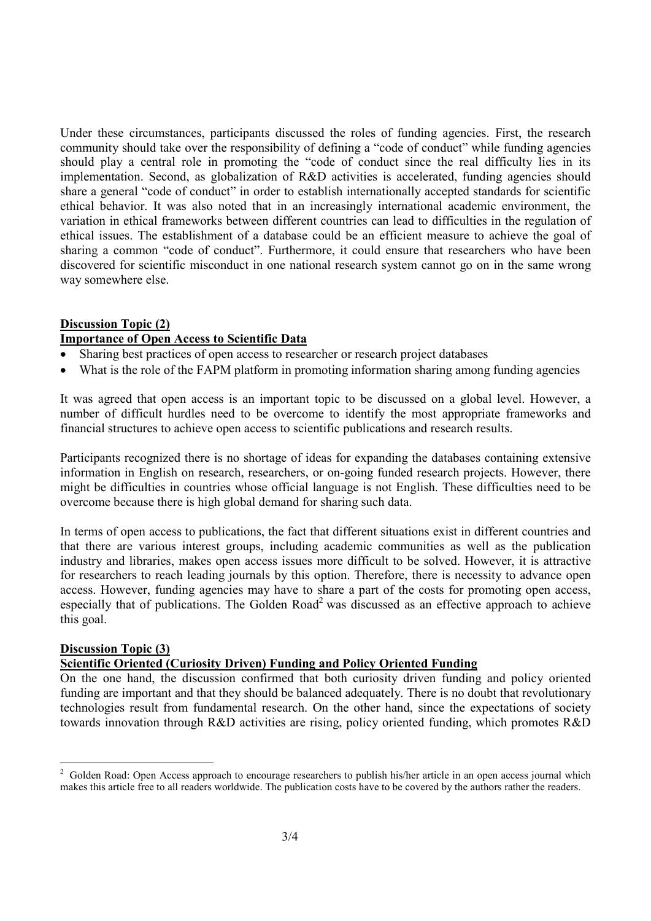Under these circumstances, participants discussed the roles of funding agencies. First, the research community should take over the responsibility of defining a "code of conduct" while funding agencies should play a central role in promoting the "code of conduct since the real difficulty lies in its implementation. Second, as globalization of R&D activities is accelerated, funding agencies should share a general "code of conduct" in order to establish internationally accepted standards for scientific ethical behavior. It was also noted that in an increasingly international academic environment, the variation in ethical frameworks between different countries can lead to difficulties in the regulation of ethical issues. The establishment of a database could be an efficient measure to achieve the goal of sharing a common "code of conduct". Furthermore, it could ensure that researchers who have been discovered for scientific misconduct in one national research system cannot go on in the same wrong way somewhere else.

**Discussion Topic (2)**
**Importance of Open Access to Scientific Data**

- Sharing best practices of open access to researcher or research project databases
- What is the role of the FAPM platform in promoting information sharing among funding agencies

It was agreed that open access is an important topic to be discussed on a global level. However, a number of difficult hurdles need to be overcome to identify the most appropriate frameworks and financial structures to achieve open access to scientific publications and research results.

Participants recognized there is no shortage of ideas for expanding the databases containing extensive information in English on research, researchers, or on-going funded research projects. However, there might be difficulties in countries whose official language is not English. These difficulties need to be overcome because there is high global demand for sharing such data.

In terms of open access to publications, the fact that different situations exist in different countries and that there are various interest groups, including academic communities as well as the publication industry and libraries, makes open access issues more difficult to be solved. However, it is attractive for researchers to reach leading journals by this option. Therefore, there is necessity to advance open access. However, funding agencies may have to share a part of the costs for promoting open access, especially that of publications. The Golden Road[2] was discussed as an effective approach to achieve this goal.

**Discussion Topic (3)**
**Scientific Oriented (Curiosity Driven) Funding and Policy Oriented Funding**

On the one hand, the discussion confirmed that both curiosity driven funding and policy oriented funding are important and that they should be balanced adequately. There is no doubt that revolutionary technologies result from fundamental research. On the other hand, since the expectations of society towards innovation through R&D activities are rising, policy oriented funding, which promotes R&D

[2] Golden Road: Open Access approach to encourage researchers to publish his/her article in an open access journal which makes this article free to all readers worldwide. The publication costs have to be covered by the authors rather the readers.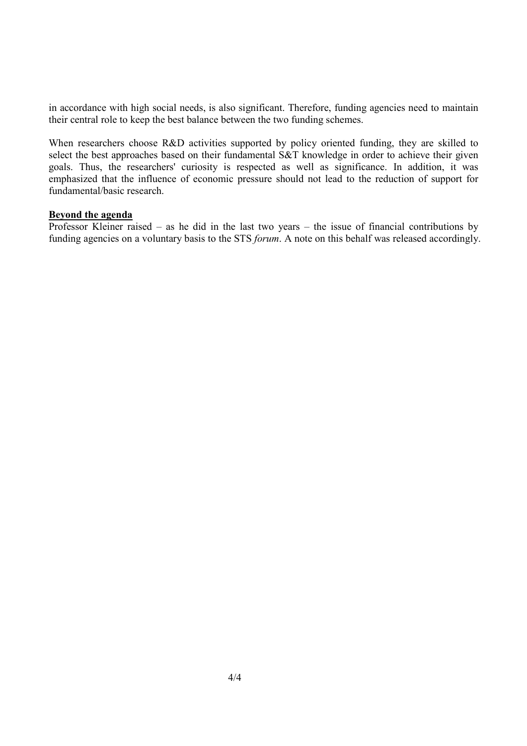in accordance with high social needs, is also significant. Therefore, funding agencies need to maintain their central role to keep the best balance between the two funding schemes.

When researchers choose R&D activities supported by policy oriented funding, they are skilled to select the best approaches based on their fundamental S&T knowledge in order to achieve their given goals. Thus, the researchers' curiosity is respected as well as significance. In addition, it was emphasized that the influence of economic pressure should not lead to the reduction of support for fundamental/basic research.

**Beyond the agenda**

Professor Kleiner raised – as he did in the last two years – the issue of financial contributions by funding agencies on a voluntary basis to the STS *forum*. A note on this behalf was released accordingly.